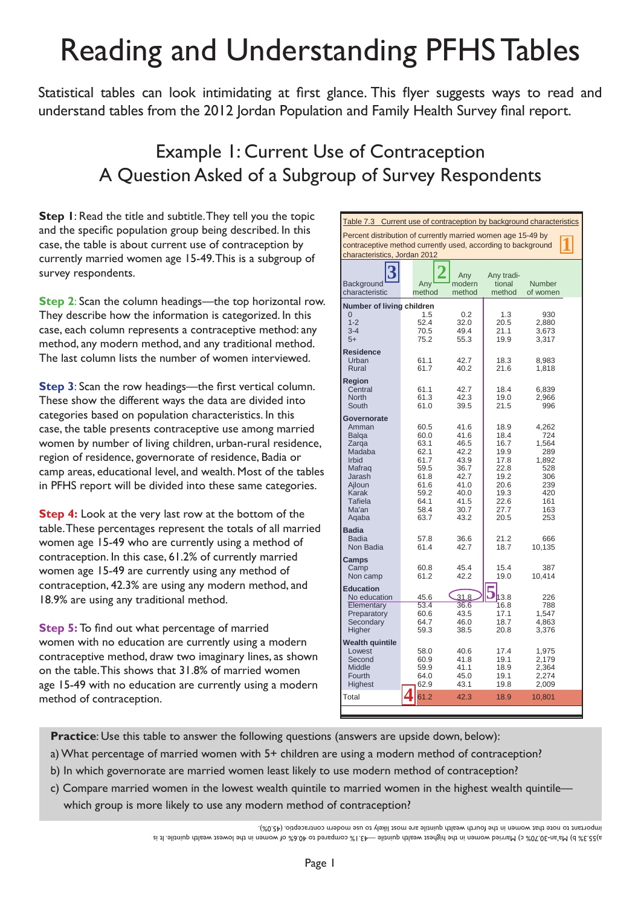# Reading and Understanding PFHS Tables

Statistical tables can look intimidating at first glance. This flyer suggests ways to read and understand tables from the 2012 Jordan Population and Family Health Survey final report.

## Example 1: Current Use of Contraception
## A Question Asked of a Subgroup of Survey Respondents

**Step 1**: Read the title and subtitle. They tell you the topic and the specific population group being described. In this case, the table is about current use of contraception by currently married women age 15-49. This is a subgroup of survey respondents.

**Step 2**: Scan the column headings—the top horizontal row. They describe how the information is categorized. In this case, each column represents a contraceptive method: any method, any modern method, and any traditional method. The last column lists the number of women interviewed.

**Step 3**: Scan the row headings—the first vertical column. These show the different ways the data are divided into categories based on population characteristics. In this case, the table presents contraceptive use among married women by number of living children, urban-rural residence, region of residence, governorate of residence, Badia or camp areas, educational level, and wealth. Most of the tables in PFHS report will be divided into these same categories.

**Step 4:** Look at the very last row at the bottom of the table. These percentages represent the totals of all married women age 15-49 who are currently using a method of contraception. In this case, 61.2% of currently married women age 15-49 are currently using any method of contraception, 42.3% are using any modern method, and 18.9% are using any traditional method.

**Step 5:** To find out what percentage of married women with no education are currently using a modern contraceptive method, draw two imaginary lines, as shown on the table. This shows that 31.8% of married women age 15-49 with no education are currently using a modern method of contraception.

Table 7.3 Current use of contraception by background characteristics

Percent distribution of currently married women age 15-49 by contraceptive method currently used, according to background characteristics, Jordan 2012

| Background characteristic | Any method | Any modern method | Any traditional method | Number of women |
|---|---|---|---|---|
| **Number of living children** | | | | |
| 0 | 1.5 | 0.2 | 1.3 | 930 |
| 1-2 | 52.4 | 32.0 | 20.5 | 2,880 |
| 3-4 | 70.5 | 49.4 | 21.1 | 3,673 |
| 5+ | 75.2 | 55.3 | 19.9 | 3,317 |
| **Residence** | | | | |
| Urban | 61.1 | 42.7 | 18.3 | 8,983 |
| Rural | 61.7 | 40.2 | 21.6 | 1,818 |
| **Region** | | | | |
| Central | 61.1 | 42.7 | 18.4 | 6,839 |
| North | 61.3 | 42.3 | 19.0 | 2,966 |
| South | 61.0 | 39.5 | 21.5 | 996 |
| **Governorate** | | | | |
| Amman | 60.5 | 41.6 | 18.9 | 4,262 |
| Balqa | 60.0 | 41.6 | 18.4 | 724 |
| Zarqa | 63.1 | 46.5 | 16.7 | 1,564 |
| Madaba | 62.1 | 42.2 | 19.9 | 289 |
| Irbid | 61.7 | 43.9 | 17.8 | 1,892 |
| Mafraq | 59.5 | 36.7 | 22.8 | 528 |
| Jarash | 61.8 | 42.7 | 19.2 | 306 |
| Ajloun | 61.6 | 41.0 | 20.6 | 239 |
| Karak | 59.2 | 40.0 | 19.3 | 420 |
| Tafiela | 64.1 | 41.5 | 22.6 | 161 |
| Ma'an | 58.4 | 30.7 | 27.7 | 163 |
| Aqaba | 63.7 | 43.2 | 20.5 | 253 |
| **Badia** | | | | |
| Badia | 57.8 | 36.6 | 21.2 | 666 |
| Non Badia | 61.4 | 42.7 | 18.7 | 10,135 |
| **Camps** | | | | |
| Camp | 60.8 | 45.4 | 15.4 | 387 |
| Non camp | 61.2 | 42.2 | 19.0 | 10,414 |
| **Education** | | | | |
| No education | 45.6 | 31.8 | 13.8 | 226 |
| Elementary | 53.4 | 36.6 | 16.8 | 788 |
| Preparatory | 60.6 | 43.5 | 17.1 | 1,547 |
| Secondary | 64.7 | 46.0 | 18.7 | 4,863 |
| Higher | 59.3 | 38.5 | 20.8 | 3,376 |
| **Wealth quintile** | | | | |
| Lowest | 58.0 | 40.6 | 17.4 | 1,975 |
| Second | 60.9 | 41.8 | 19.1 | 2,179 |
| Middle | 59.9 | 41.1 | 18.9 | 2,364 |
| Fourth | 64.0 | 45.0 | 19.1 | 2,274 |
| Highest | 62.9 | 43.1 | 19.8 | 2,009 |
| Total | 61.2 | 42.3 | 18.9 | 10,801 |

**Practice**: Use this table to answer the following questions (answers are upside down, below):

a) What percentage of married women with 5+ children are using a modern method of contraception?

b) In which governorate are married women least likely to use modern method of contraception?

c) Compare married women in the lowest wealth quintile to married women in the highest wealth quintile—which group is more likely to use any modern method of contraception?

a)55.3% b) Ma'an-30.70% c) Married women in the highest wealth quintile —43.1% compared to 40.6% of women in the lowest wealth quintile. It is important to note that women in the fourth wealth quintile are most likely to use modern contraception. (45.0%).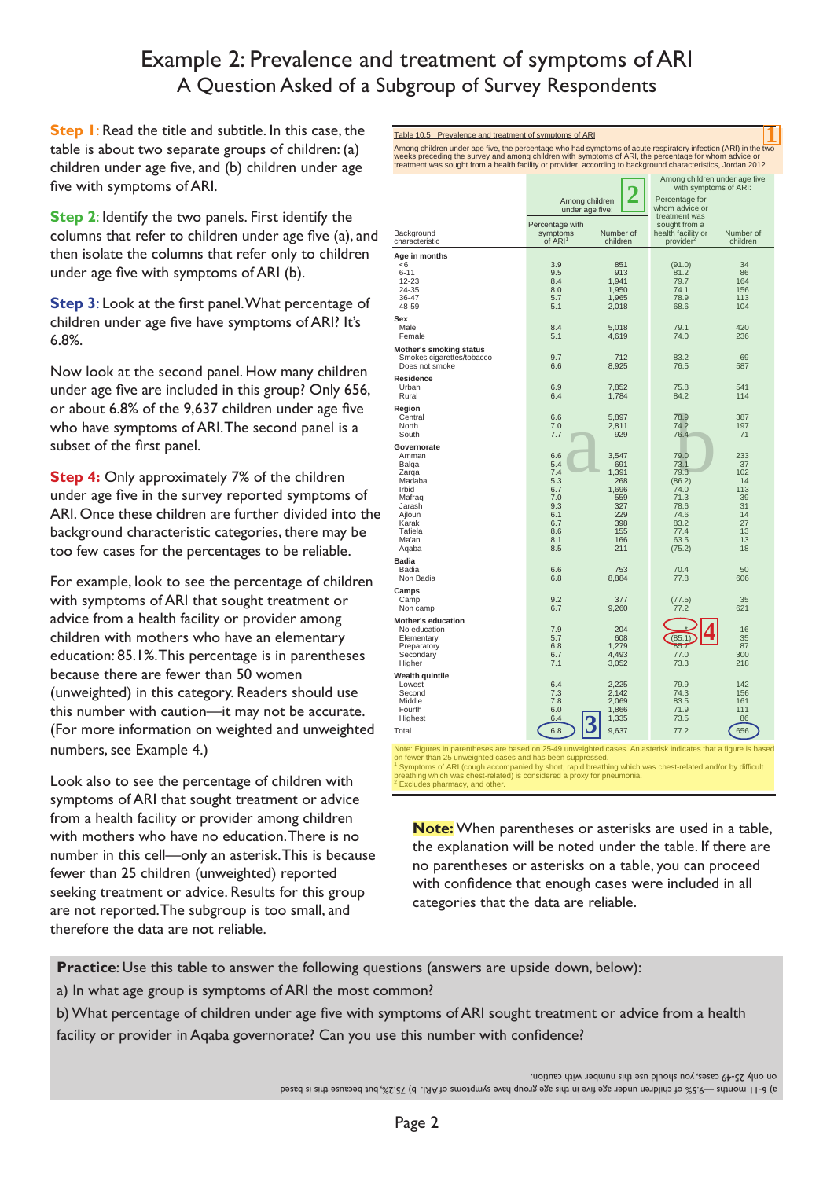# Example 2: Prevalence and treatment of symptoms of ARI

## A Question Asked of a Subgroup of Survey Respondents

**Step 1**: Read the title and subtitle. In this case, the table is about two separate groups of children: (a) children under age five, and (b) children under age five with symptoms of ARI.

**Step 2**: Identify the two panels. First identify the columns that refer to children under age five (a), and then isolate the columns that refer only to children under age five with symptoms of ARI (b).

**Step 3**: Look at the first panel. What percentage of children under age five have symptoms of ARI? It's 6.8%.

Now look at the second panel. How many children under age five are included in this group? Only 656, or about 6.8% of the 9,637 children under age five who have symptoms of ARI. The second panel is a subset of the first panel.

**Step 4:** Only approximately 7% of the children under age five in the survey reported symptoms of ARI. Once these children are further divided into the background characteristic categories, there may be too few cases for the percentages to be reliable.

For example, look to see the percentage of children with symptoms of ARI that sought treatment or advice from a health facility or provider among children with mothers who have an elementary education: 85.1%. This percentage is in parentheses because there are fewer than 50 women (unweighted) in this category. Readers should use this number with caution—it may not be accurate. (For more information on weighted and unweighted numbers, see Example 4.)

Look also to see the percentage of children with symptoms of ARI that sought treatment or advice from a health facility or provider among children with mothers who have no education. There is no number in this cell—only an asterisk. This is because fewer than 25 children (unweighted) reported seeking treatment or advice. Results for this group are not reported. The subgroup is too small, and therefore the data are not reliable.

Table 10.5 Prevalence and treatment of symptoms of ARI

Among children under age five, the percentage who had symptoms of acute respiratory infection (ARI) in the two weeks preceding the survey and among children with symptoms of ARI, the percentage for whom advice or treatment was sought from a health facility or provider, according to background characteristics, Jordan 2012

| Background characteristic | Among children under age five: | | Among children under age five with symptoms of ARI: | |
|---|---|---|---|---|
| | Percentage with symptoms of ARI[1] | Number of children | Percentage for whom advice or treatment was sought from a health facility or provider[2] | Number of children |
| **Age in months** | | | | |
| <6 | 3.9 | 851 | (91.0) | 34 |
| 6-11 | 9.5 | 913 | 81.2 | 86 |
| 12-23 | 8.4 | 1,941 | 79.7 | 164 |
| 24-35 | 8.0 | 1,950 | 74.1 | 156 |
| 36-47 | 5.7 | 1,965 | 78.9 | 113 |
| 48-59 | 5.1 | 2,018 | 68.6 | 104 |
| **Sex** | | | | |
| Male | 8.4 | 5,018 | 79.1 | 420 |
| Female | 5.1 | 4,619 | 74.0 | 236 |
| **Mother's smoking status** | | | | |
| Smokes cigarettes/tobacco | 9.7 | 712 | 83.2 | 69 |
| Does not smoke | 6.6 | 8,925 | 76.5 | 587 |
| **Residence** | | | | |
| Urban | 6.9 | 7,852 | 75.8 | 541 |
| Rural | 6.4 | 1,784 | 84.2 | 114 |
| **Region** | | | | |
| Central | 6.6 | 5,897 | 78.9 | 387 |
| North | 7.0 | 2,811 | 74.2 | 197 |
| South | 7.7 | 929 | 76.4 | 71 |
| **Governorate** | | | | |
| Amman | 6.6 | 3,547 | 79.0 | 233 |
| Balqa | 5.4 | 691 | 73.1 | 37 |
| Zarqa | 7.4 | 1,391 | 79.8 | 102 |
| Madaba | 5.3 | 268 | (86.2) | 14 |
| Irbid | 6.7 | 1,696 | 74.0 | 113 |
| Mafraq | 7.0 | 559 | 71.3 | 39 |
| Jarash | 9.3 | 327 | 78.6 | 31 |
| Ajloun | 6.1 | 229 | 64.5 | 14 |
| Karak | 6.7 | 398 | 83.2 | 27 |
| Tafiela | 8.6 | 155 | 77.4 | 13 |
| Ma'an | 8.1 | 166 | 63.5 | 13 |
| Aqaba | 8.5 | 211 | (75.2) | 18 |
| **Badia** | | | | |
| Badia | 6.6 | 753 | 70.4 | 50 |
| Non Badia | 6.8 | 8,884 | 77.8 | 606 |
| **Camps** | | | | |
| Camp | 9.2 | 377 | (77.5) | 35 |
| Non camp | 6.7 | 9,260 | 77.2 | 621 |
| **Mother's education** | | | | |
| No education | 7.9 | 204 | * | 16 |
| Elementary | 5.7 | 608 | (85.1) | 35 |
| Preparatory | 6.8 | 1,279 | 83.7 | 87 |
| Secondary | 6.7 | 4,493 | 77.0 | 300 |
| Higher | 7.1 | 3,052 | 73.3 | 218 |
| **Wealth quintile** | | | | |
| Lowest | 6.4 | 2,225 | 79.9 | 142 |
| Second | 7.3 | 2,142 | 74.3 | 156 |
| Middle | 7.8 | 2,069 | 83.5 | 161 |
| Fourth | 6.0 | 1,866 | 71.9 | 111 |
| Highest | 6.4 | 1,335 | 73.5 | 86 |
| Total | 6.8 | 9,637 | 77.2 | 656 |

Note: Figures in parentheses are based on 25-49 unweighted cases. An asterisk indicates that a figure is based on fewer than 25 unweighted cases and has been suppressed.
[1] Symptoms of ARI (cough accompanied by short, rapid breathing which was chest-related and/or by difficult breathing which was chest-related) is considered a proxy for pneumonia.
[2] Excludes pharmacy, and other.

**Note:** When parentheses or asterisks are used in a table, the explanation will be noted under the table. If there are no parentheses or asterisks on a table, you can proceed with confidence that enough cases were included in all categories that the data are reliable.

**Practice**: Use this table to answer the following questions (answers are upside down, below):

a) In what age group is symptoms of ARI the most common?

b) What percentage of children under age five with symptoms of ARI sought treatment or advice from a health facility or provider in Aqaba governorate? Can you use this number with confidence?

a) 6-11 months—9.5% of children under age five in this age group have symptoms of ARI. b) 75.2%, but because this is based on only 25-49 cases, you should use this number with caution.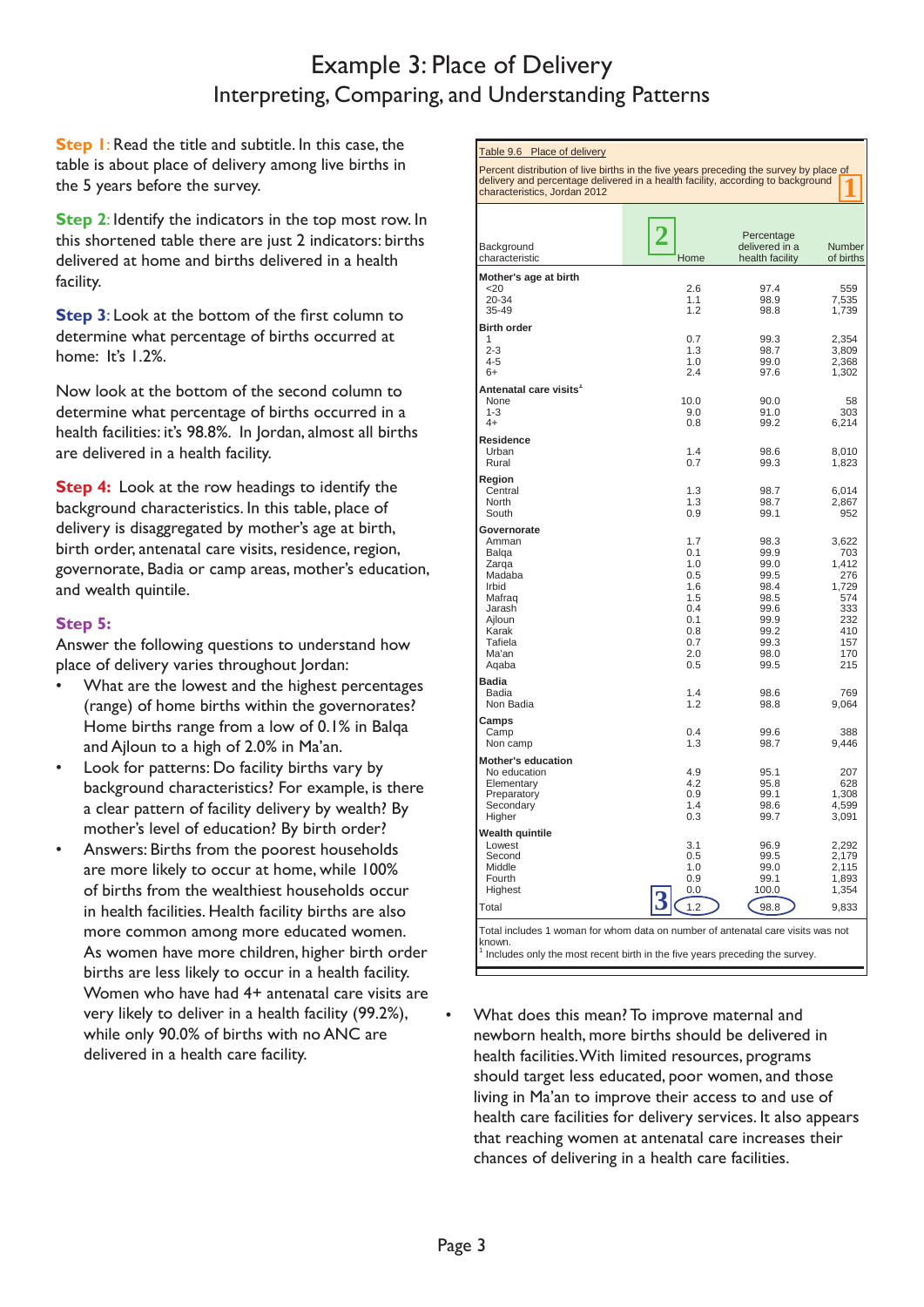# Example 3: Place of Delivery

## Interpreting, Comparing, and Understanding Patterns

**Step 1**: Read the title and subtitle. In this case, the table is about place of delivery among live births in the 5 years before the survey.

**Step 2**: Identify the indicators in the top most row. In this shortened table there are just 2 indicators: births delivered at home and births delivered in a health facility.

**Step 3**: Look at the bottom of the first column to determine what percentage of births occurred at home: It's 1.2%.

Now look at the bottom of the second column to determine what percentage of births occurred in a health facilities: it's 98.8%. In Jordan, almost all births are delivered in a health facility.

**Step 4:** Look at the row headings to identify the background characteristics. In this table, place of delivery is disaggregated by mother's age at birth, birth order, antenatal care visits, residence, region, governorate, Badia or camp areas, mother's education, and wealth quintile.

**Step 5:**

Answer the following questions to understand how place of delivery varies throughout Jordan:

- What are the lowest and the highest percentages (range) of home births within the governorates? Home births range from a low of 0.1% in Balqa and Ajloun to a high of 2.0% in Ma'an.
- Look for patterns: Do facility births vary by background characteristics? For example, is there a clear pattern of facility delivery by wealth? By mother's level of education? By birth order?
- Answers: Births from the poorest households are more likely to occur at home, while 100% of births from the wealthiest households occur in health facilities. Health facility births are also more common among more educated women. As women have more children, higher birth order births are less likely to occur in a health facility. Women who have had 4+ antenatal care visits are very likely to deliver in a health facility (99.2%), while only 90.0% of births with no ANC are delivered in a health care facility.

Table 9.6 Place of delivery

Percent distribution of live births in the five years preceding the survey by place of delivery and percentage delivered in a health facility, according to background characteristics, Jordan 2012

| Background characteristic | Home | Percentage delivered in a health facility | Number of births |
|---|---|---|---|
| **Mother's age at birth** | | | |
| <20 | 2.6 | 97.4 | 559 |
| 20-34 | 1.1 | 98.9 | 7,535 |
| 35-49 | 1.2 | 98.8 | 1,739 |
| **Birth order** | | | |
| 1 | 0.7 | 99.3 | 2,354 |
| 2-3 | 1.3 | 98.7 | 3,809 |
| 4-5 | 1.0 | 99.0 | 2,368 |
| 6+ | 2.4 | 97.6 | 1,302 |
| **Antenatal care visits**[1] | | | |
| None | 10.0 | 90.0 | 58 |
| 1-3 | 9.0 | 91.0 | 303 |
| 4+ | 0.8 | 99.2 | 6,214 |
| **Residence** | | | |
| Urban | 1.4 | 98.6 | 8,010 |
| Rural | 0.7 | 99.3 | 1,823 |
| **Region** | | | |
| Central | 1.3 | 98.7 | 6,014 |
| North | 1.3 | 98.7 | 2,867 |
| South | 0.9 | 99.1 | 952 |
| **Governorate** | | | |
| Amman | 1.7 | 98.3 | 3,622 |
| Balqa | 0.1 | 99.9 | 703 |
| Zarqa | 1.0 | 99.0 | 1,412 |
| Madaba | 0.5 | 99.5 | 276 |
| Irbid | 1.6 | 98.4 | 1,729 |
| Mafraq | 1.5 | 98.5 | 574 |
| Jarash | 0.4 | 99.6 | 333 |
| Ajloun | 0.1 | 99.9 | 232 |
| Karak | 0.8 | 99.2 | 410 |
| Tafiela | 0.7 | 99.3 | 157 |
| Ma'an | 2.0 | 98.0 | 170 |
| Aqaba | 0.5 | 99.5 | 215 |
| **Badia** | | | |
| Badia | 1.4 | 98.6 | 769 |
| Non Badia | 1.2 | 98.8 | 9,064 |
| **Camps** | | | |
| Camp | 0.4 | 99.6 | 388 |
| Non camp | 1.3 | 98.7 | 9,446 |
| **Mother's education** | | | |
| No education | 4.9 | 95.1 | 207 |
| Elementary | 4.2 | 95.8 | 628 |
| Preparatory | 0.9 | 99.1 | 1,308 |
| Secondary | 1.4 | 98.6 | 4,599 |
| Higher | 0.3 | 99.7 | 3,091 |
| **Wealth quintile** | | | |
| Lowest | 3.1 | 96.9 | 2,292 |
| Second | 0.5 | 99.5 | 2,179 |
| Middle | 1.0 | 99.0 | 2,115 |
| Fourth | 0.9 | 99.1 | 1,893 |
| Highest | 0.0 | 100.0 | 1,354 |
| Total | 1.2 | 98.8 | 9,833 |

Total includes 1 woman for whom data on number of antenatal care visits was not known.

[1] Includes only the most recent birth in the five years preceding the survey.

- What does this mean? To improve maternal and newborn health, more births should be delivered in health facilities. With limited resources, programs should target less educated, poor women, and those living in Ma'an to improve their access to and use of health care facilities for delivery services. It also appears that reaching women at antenatal care increases their chances of delivering in a health care facilities.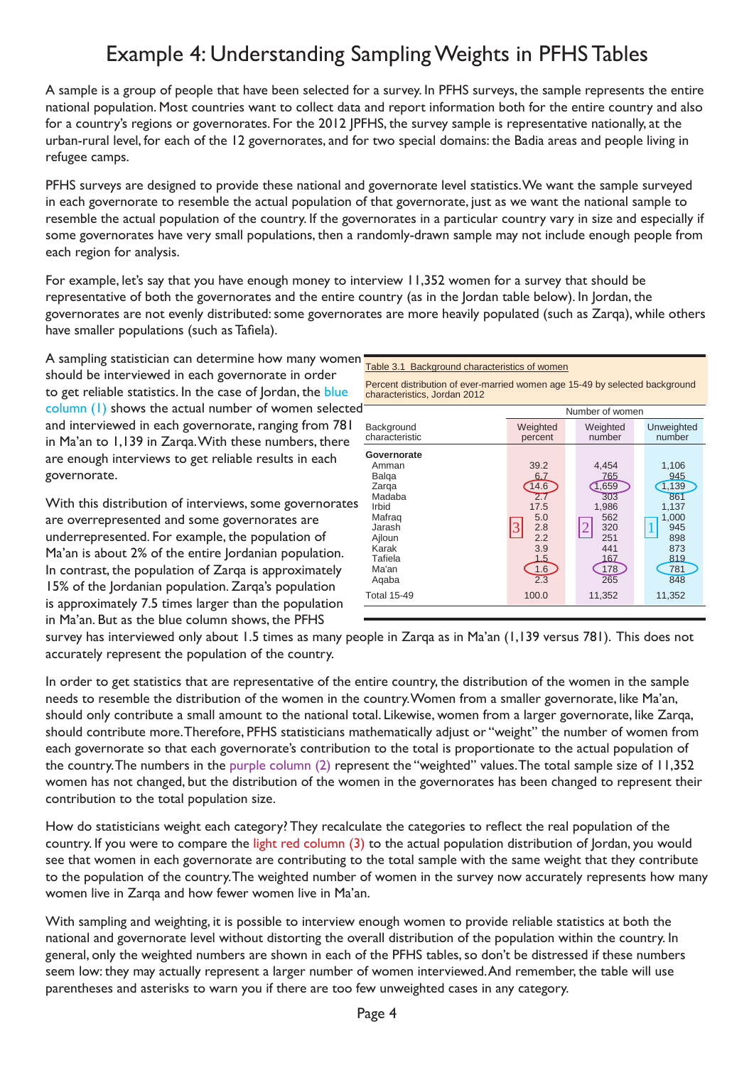# Example 4: Understanding Sampling Weights in PFHS Tables

A sample is a group of people that have been selected for a survey. In PFHS surveys, the sample represents the entire national population. Most countries want to collect data and report information both for the entire country and also for a country's regions or governorates. For the 2012 JPFHS, the survey sample is representative nationally, at the urban-rural level, for each of the 12 governorates, and for two special domains: the Badia areas and people living in refugee camps.

PFHS surveys are designed to provide these national and governorate level statistics. We want the sample surveyed in each governorate to resemble the actual population of that governorate, just as we want the national sample to resemble the actual population of the country. If the governorates in a particular country vary in size and especially if some governorates have very small populations, then a randomly-drawn sample may not include enough people from each region for analysis.

For example, let's say that you have enough money to interview 11,352 women for a survey that should be representative of both the governorates and the entire country (as in the Jordan table below). In Jordan, the governorates are not evenly distributed: some governorates are more heavily populated (such as Zarqa), while others have smaller populations (such as Tafiela).

A sampling statistician can determine how many women should be interviewed in each governorate in order to get reliable statistics. In the case of Jordan, the blue column (1) shows the actual number of women selected and interviewed in each governorate, ranging from 781 in Ma'an to 1,139 in Zarqa. With these numbers, there are enough interviews to get reliable results in each governorate.

Table 3.1 Background characteristics of women

Percent distribution of ever-married women age 15-49 by selected background characteristics, Jordan 2012

| Background characteristic | Weighted percent (3) | Number of women: Weighted number (2) | Number of women: Unweighted number (1) |
|---|---|---|---|
| **Governorate** | | | |
| Amman | 39.2 | 4,454 | 1,106 |
| Balqa | 6.7 | 765 | 945 |
| Zarqa | 14.6 | 1,659 | 1,139 |
| Madaba | 2.7 | 303 | 861 |
| Irbid | 17.5 | 1,986 | 1,137 |
| Mafraq | 5.0 | 562 | 1,000 |
| Jarash | 2.8 | 320 | 945 |
| Ajloun | 2.2 | 251 | 898 |
| Karak | 3.9 | 441 | 873 |
| Tafiela | 1.5 | 167 | 819 |
| Ma'an | 1.6 | 178 | 781 |
| Aqaba | 2.3 | 265 | 848 |
| Total 15-49 | 100.0 | 11,352 | 11,352 |

With this distribution of interviews, some governorates are overrepresented and some governorates are underrepresented. For example, the population of Ma'an is about 2% of the entire Jordanian population. In contrast, the population of Zarqa is approximately 15% of the Jordanian population. Zarqa's population is approximately 7.5 times larger than the population in Ma'an. But as the blue column shows, the PFHS survey has interviewed only about 1.5 times as many people in Zarqa as in Ma'an (1,139 versus 781). This does not accurately represent the population of the country.

In order to get statistics that are representative of the entire country, the distribution of the women in the sample needs to resemble the distribution of the women in the country. Women from a smaller governorate, like Ma'an, should only contribute a small amount to the national total. Likewise, women from a larger governorate, like Zarqa, should contribute more. Therefore, PFHS statisticians mathematically adjust or "weight" the number of women from each governorate so that each governorate's contribution to the total is proportionate to the actual population of the country. The numbers in the purple column (2) represent the "weighted" values. The total sample size of 11,352 women has not changed, but the distribution of the women in the governorates has been changed to represent their contribution to the total population size.

How do statisticians weight each category? They recalculate the categories to reflect the real population of the country. If you were to compare the light red column (3) to the actual population distribution of Jordan, you would see that women in each governorate are contributing to the total sample with the same weight that they contribute to the population of the country. The weighted number of women in the survey now accurately represents how many women live in Zarqa and how fewer women live in Ma'an.

With sampling and weighting, it is possible to interview enough women to provide reliable statistics at both the national and governorate level without distorting the overall distribution of the population within the country. In general, only the weighted numbers are shown in each of the PFHS tables, so don't be distressed if these numbers seem low: they may actually represent a larger number of women interviewed. And remember, the table will use parentheses and asterisks to warn you if there are too few unweighted cases in any category.